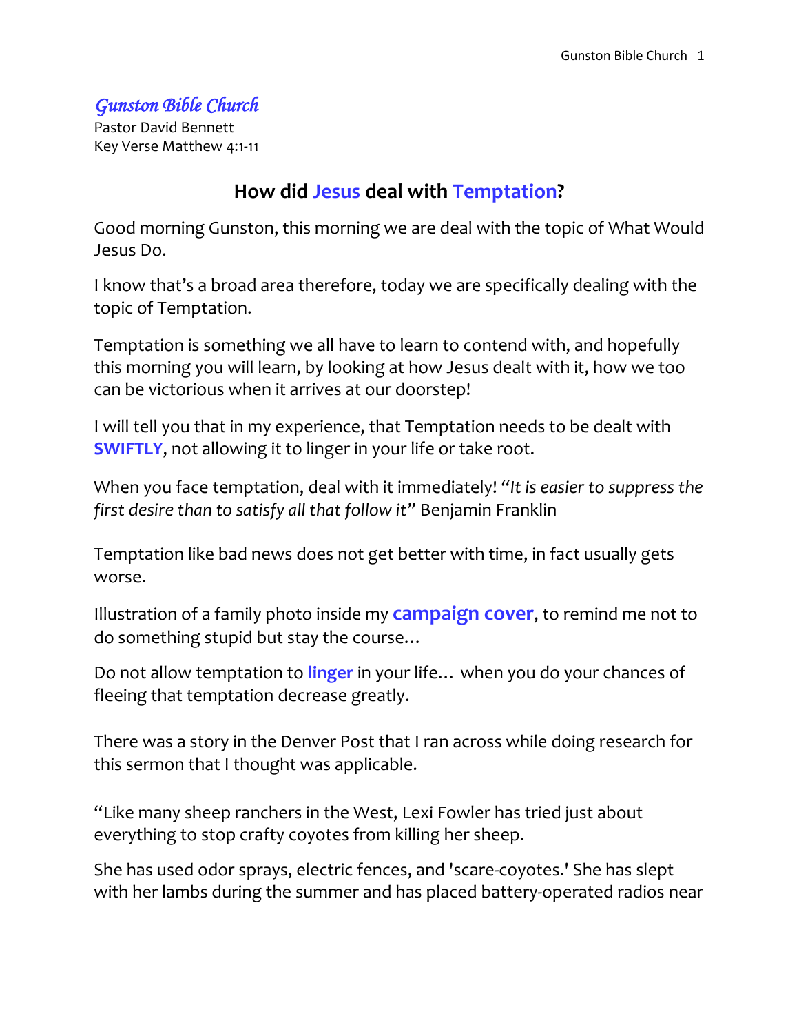*Gunston Bible Church*

Pastor David Bennett
Key Verse Matthew 4:1-11

## How did Jesus deal with Temptation?

Good morning Gunston, this morning we are deal with the topic of What Would Jesus Do.

I know that's a broad area therefore, today we are specifically dealing with the topic of Temptation.

Temptation is something we all have to learn to contend with, and hopefully this morning you will learn, by looking at how Jesus dealt with it, how we too can be victorious when it arrives at our doorstep!

I will tell you that in my experience, that Temptation needs to be dealt with **SWIFTLY**, not allowing it to linger in your life or take root.

When you face temptation, deal with it immediately! *"It is easier to suppress the first desire than to satisfy all that follow it"* Benjamin Franklin

Temptation like bad news does not get better with time, in fact usually gets worse.

Illustration of a family photo inside my **campaign cover**, to remind me not to do something stupid but stay the course…

Do not allow temptation to **linger** in your life… when you do your chances of fleeing that temptation decrease greatly.

There was a story in the Denver Post that I ran across while doing research for this sermon that I thought was applicable.

"Like many sheep ranchers in the West, Lexi Fowler has tried just about everything to stop crafty coyotes from killing her sheep.

She has used odor sprays, electric fences, and 'scare-coyotes.' She has slept with her lambs during the summer and has placed battery-operated radios near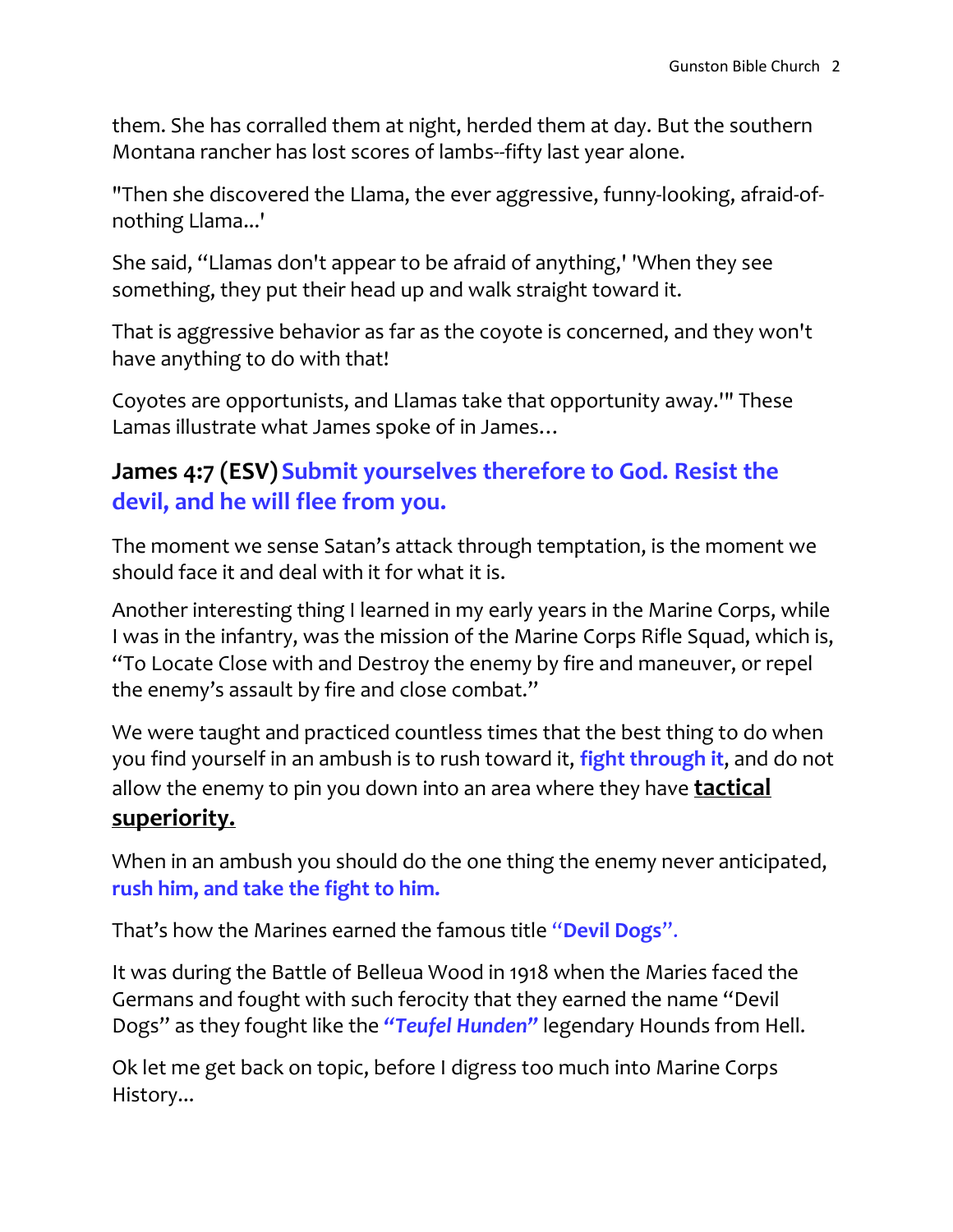them. She has corralled them at night, herded them at day. But the southern Montana rancher has lost scores of lambs--fifty last year alone.

"Then she discovered the Llama, the ever aggressive, funny-looking, afraid-of-nothing Llama...'

She said, "Llamas don't appear to be afraid of anything,' 'When they see something, they put their head up and walk straight toward it.

That is aggressive behavior as far as the coyote is concerned, and they won't have anything to do with that!

Coyotes are opportunists, and Llamas take that opportunity away.'" These Lamas illustrate what James spoke of in James…

### James 4:7 (ESV) Submit yourselves therefore to God. Resist the devil, and he will flee from you.

The moment we sense Satan's attack through temptation, is the moment we should face it and deal with it for what it is.

Another interesting thing I learned in my early years in the Marine Corps, while I was in the infantry, was the mission of the Marine Corps Rifle Squad, which is, "To Locate Close with and Destroy the enemy by fire and maneuver, or repel the enemy's assault by fire and close combat."

We were taught and practiced countless times that the best thing to do when you find yourself in an ambush is to rush toward it, **fight through it**, and do not allow the enemy to pin you down into an area where they have **tactical superiority.**

When in an ambush you should do the one thing the enemy never anticipated, **rush him, and take the fight to him.**

That's how the Marines earned the famous title "**Devil Dogs**".

It was during the Battle of Belleua Wood in 1918 when the Maries faced the Germans and fought with such ferocity that they earned the name "Devil Dogs" as they fought like the ***"Teufel Hunden"*** legendary Hounds from Hell.

Ok let me get back on topic, before I digress too much into Marine Corps History...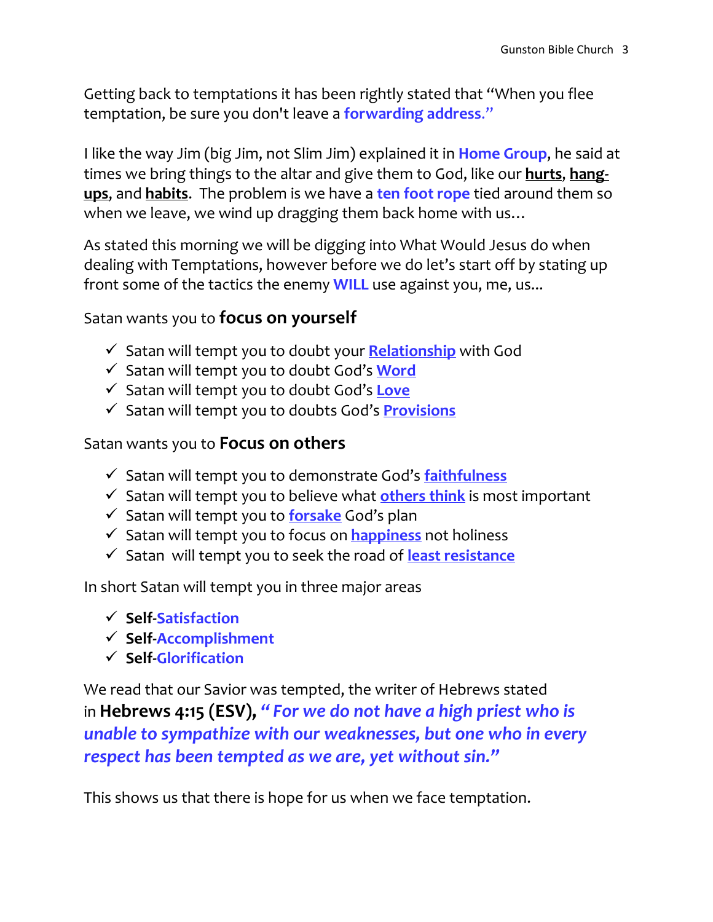Getting back to temptations it has been rightly stated that "When you flee temptation, be sure you don't leave a **forwarding address**."

I like the way Jim (big Jim, not Slim Jim) explained it in **Home Group**, he said at times we bring things to the altar and give them to God, like our **hurts**, **hang-ups**, and **habits**. The problem is we have a **ten foot rope** tied around them so when we leave, we wind up dragging them back home with us…

As stated this morning we will be digging into What Would Jesus do when dealing with Temptations, however before we do let's start off by stating up front some of the tactics the enemy **WILL** use against you, me, us...

Satan wants you to **focus on yourself**

- ✓ Satan will tempt you to doubt your **Relationship** with God
- ✓ Satan will tempt you to doubt God's **Word**
- ✓ Satan will tempt you to doubt God's **Love**
- ✓ Satan will tempt you to doubts God's **Provisions**

Satan wants you to **Focus on others**

- ✓ Satan will tempt you to demonstrate God's **faithfulness**
- ✓ Satan will tempt you to believe what **others think** is most important
- ✓ Satan will tempt you to **forsake** God's plan
- ✓ Satan will tempt you to focus on **happiness** not holiness
- ✓ Satan will tempt you to seek the road of **least resistance**

In short Satan will tempt you in three major areas

- ✓ **Self-Satisfaction**
- ✓ **Self-Accomplishment**
- ✓ **Self-Glorification**

We read that our Savior was tempted, the writer of Hebrews stated in **Hebrews 4:15 (ESV),** ***"For we do not have a high priest who is unable to sympathize with our weaknesses, but one who in every respect has been tempted as we are, yet without sin."***

This shows us that there is hope for us when we face temptation.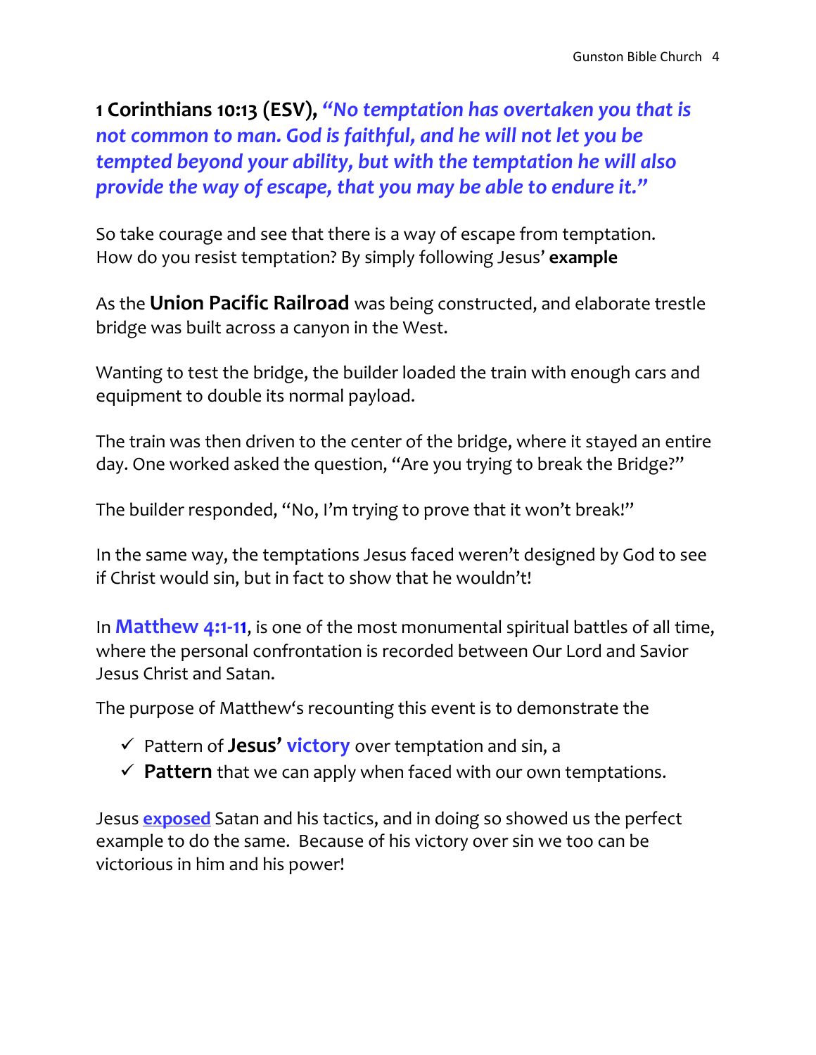**1 Corinthians 10:13 (ESV),** ***"No temptation has overtaken you that is not common to man. God is faithful, and he will not let you be tempted beyond your ability, but with the temptation he will also provide the way of escape, that you may be able to endure it."***

So take courage and see that there is a way of escape from temptation. How do you resist temptation? By simply following Jesus' **example**

As the **Union Pacific Railroad** was being constructed, and elaborate trestle bridge was built across a canyon in the West.

Wanting to test the bridge, the builder loaded the train with enough cars and equipment to double its normal payload.

The train was then driven to the center of the bridge, where it stayed an entire day. One worked asked the question, "Are you trying to break the Bridge?"

The builder responded, "No, I'm trying to prove that it won't break!"

In the same way, the temptations Jesus faced weren't designed by God to see if Christ would sin, but in fact to show that he wouldn't!

In **Matthew 4:1-11**, is one of the most monumental spiritual battles of all time, where the personal confrontation is recorded between Our Lord and Savior Jesus Christ and Satan.

The purpose of Matthew's recounting this event is to demonstrate the

- ✓ Pattern of **Jesus' victory** over temptation and sin, a
- ✓ **Pattern** that we can apply when faced with our own temptations.

Jesus **exposed** Satan and his tactics, and in doing so showed us the perfect example to do the same. Because of his victory over sin we too can be victorious in him and his power!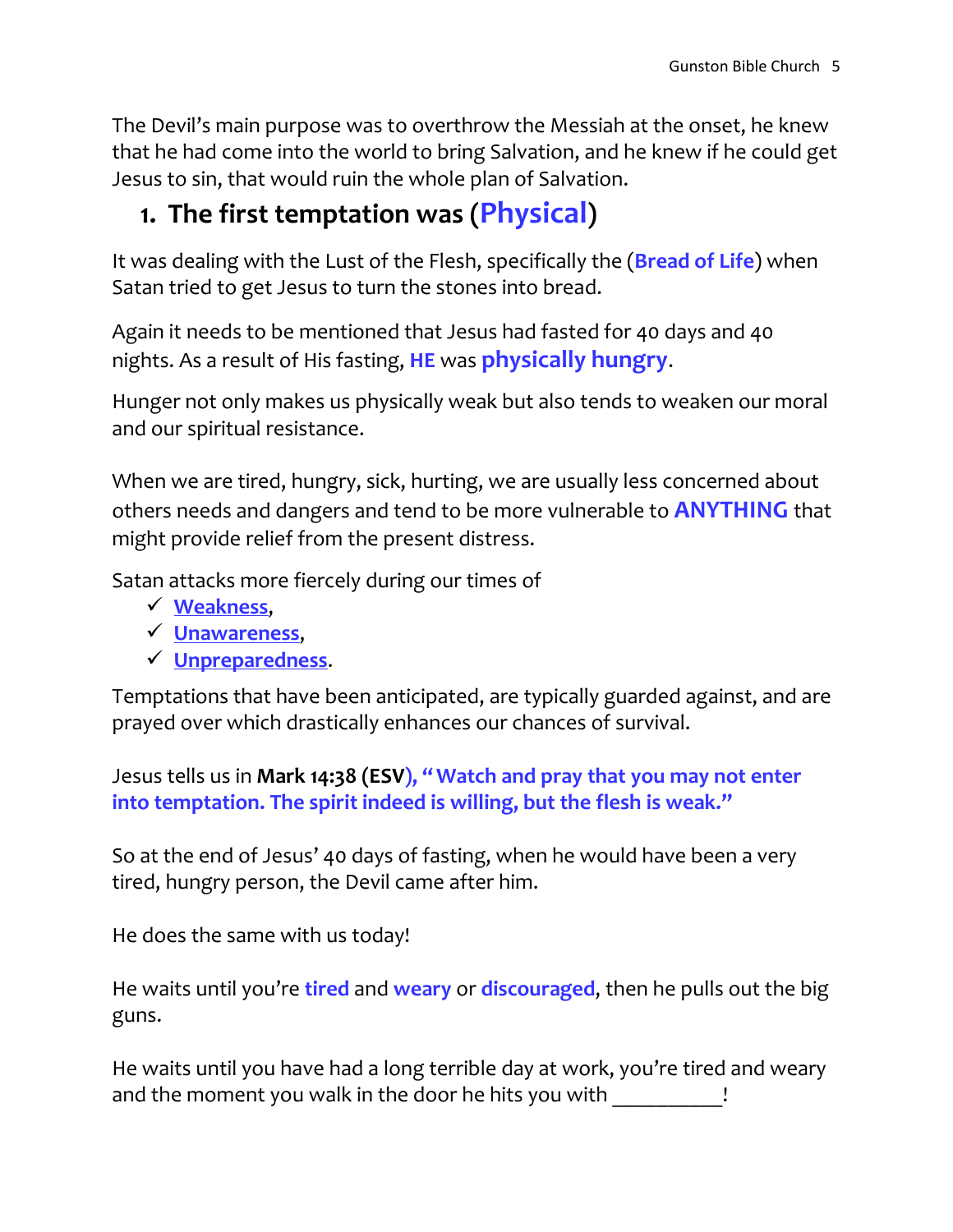The Devil's main purpose was to overthrow the Messiah at the onset, he knew that he had come into the world to bring Salvation, and he knew if he could get Jesus to sin, that would ruin the whole plan of Salvation.

## 1. The first temptation was (**Physical**)

It was dealing with the Lust of the Flesh, specifically the (**Bread of Life**) when Satan tried to get Jesus to turn the stones into bread.

Again it needs to be mentioned that Jesus had fasted for 40 days and 40 nights. As a result of His fasting, **HE** was **physically hungry**.

Hunger not only makes us physically weak but also tends to weaken our moral and our spiritual resistance.

When we are tired, hungry, sick, hurting, we are usually less concerned about others needs and dangers and tend to be more vulnerable to **ANYTHING** that might provide relief from the present distress.

Satan attacks more fiercely during our times of

- ✓ **Weakness**,
- ✓ **Unawareness**,
- ✓ **Unpreparedness**.

Temptations that have been anticipated, are typically guarded against, and are prayed over which drastically enhances our chances of survival.

Jesus tells us in **Mark 14:38 (ESV), "Watch and pray that you may not enter into temptation. The spirit indeed is willing, but the flesh is weak."**

So at the end of Jesus' 40 days of fasting, when he would have been a very tired, hungry person, the Devil came after him.

He does the same with us today!

He waits until you're **tired** and **weary** or **discouraged**, then he pulls out the big guns.

He waits until you have had a long terrible day at work, you're tired and weary and the moment you walk in the door he hits you with __________!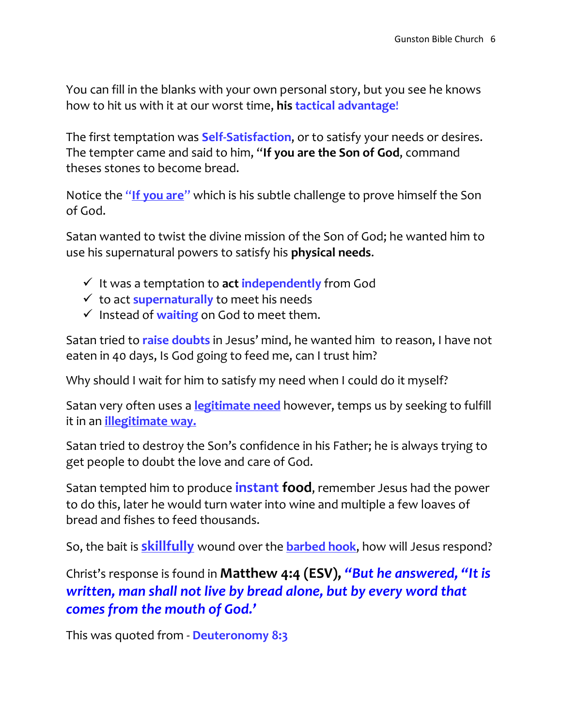You can fill in the blanks with your own personal story, but you see he knows how to hit us with it at our worst time, **his tactical advantage**!

The first temptation was **Self-Satisfaction**, or to satisfy your needs or desires. The tempter came and said to him, "**If you are the Son of God**, command theses stones to become bread.

Notice the "**If you are**" which is his subtle challenge to prove himself the Son of God.

Satan wanted to twist the divine mission of the Son of God; he wanted him to use his supernatural powers to satisfy his **physical needs**.

- ✓ It was a temptation to **act independently** from God
- ✓ to act **supernaturally** to meet his needs
- ✓ Instead of **waiting** on God to meet them.

Satan tried to **raise doubts** in Jesus' mind, he wanted him to reason, I have not eaten in 40 days, Is God going to feed me, can I trust him?

Why should I wait for him to satisfy my need when I could do it myself?

Satan very often uses a **legitimate need** however, temps us by seeking to fulfill it in an **illegitimate way.**

Satan tried to destroy the Son's confidence in his Father; he is always trying to get people to doubt the love and care of God.

Satan tempted him to produce **instant food**, remember Jesus had the power to do this, later he would turn water into wine and multiple a few loaves of bread and fishes to feed thousands.

So, the bait is **skillfully** wound over the **barbed hook**, how will Jesus respond?

Christ's response is found in **Matthew 4:4 (ESV),** ***"But he answered, "It is written, man shall not live by bread alone, but by every word that comes from the mouth of God.'***

This was quoted from - **Deuteronomy 8:3**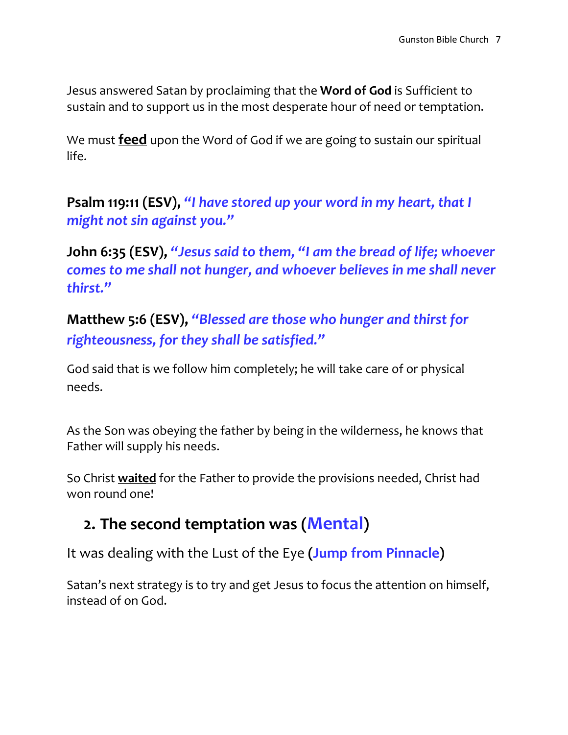Jesus answered Satan by proclaiming that the **Word of God** is Sufficient to sustain and to support us in the most desperate hour of need or temptation.

We must **feed** upon the Word of God if we are going to sustain our spiritual life.

**Psalm 119:11 (ESV),** ***"I have stored up your word in my heart, that I might not sin against you."***

**John 6:35 (ESV),** ***"Jesus said to them, "I am the bread of life; whoever comes to me shall not hunger, and whoever believes in me shall never thirst."***

**Matthew 5:6 (ESV),** ***"Blessed are those who hunger and thirst for righteousness, for they shall be satisfied."***

God said that is we follow him completely; he will take care of or physical needs.

As the Son was obeying the father by being in the wilderness, he knows that Father will supply his needs.

So Christ **waited** for the Father to provide the provisions needed, Christ had won round one!

## 2. The second temptation was (Mental)

It was dealing with the Lust of the Eye (**Jump from Pinnacle**)

Satan's next strategy is to try and get Jesus to focus the attention on himself, instead of on God.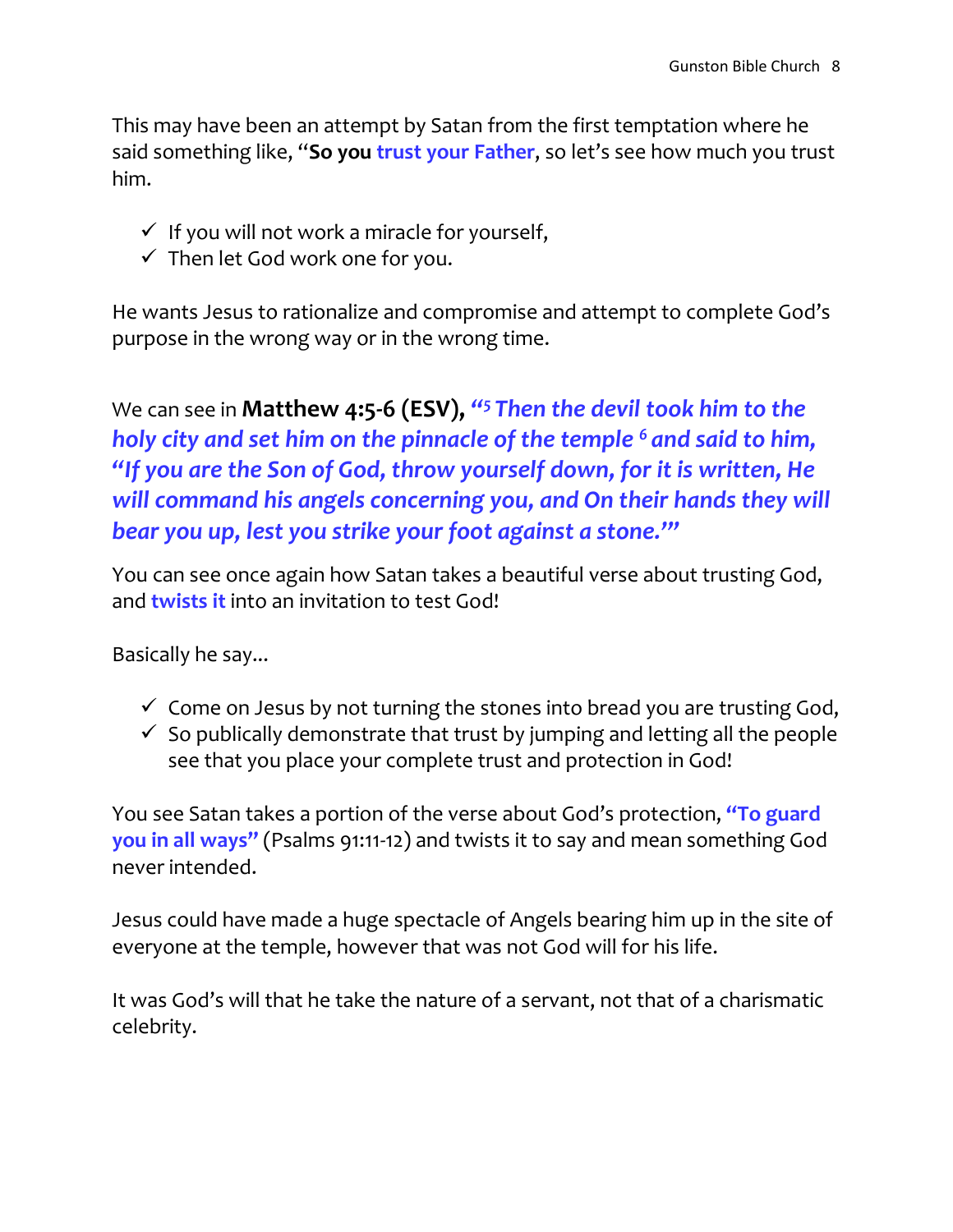This may have been an attempt by Satan from the first temptation where he said something like, "**So you** **trust your Father**, so let's see how much you trust him.

- ✓ If you will not work a miracle for yourself,
- ✓ Then let God work one for you.

He wants Jesus to rationalize and compromise and attempt to complete God's purpose in the wrong way or in the wrong time.

We can see in **Matthew 4:5-6 (ESV),** ***"[5] Then the devil took him to the holy city and set him on the pinnacle of the temple [6] and said to him, "If you are the Son of God, throw yourself down, for it is written, He will command his angels concerning you, and On their hands they will bear you up, lest you strike your foot against a stone.'"***

You can see once again how Satan takes a beautiful verse about trusting God, and **twists it** into an invitation to test God!

Basically he say...

- ✓ Come on Jesus by not turning the stones into bread you are trusting God,
- ✓ So publically demonstrate that trust by jumping and letting all the people see that you place your complete trust and protection in God!

You see Satan takes a portion of the verse about God's protection, **"To guard you in all ways"** (Psalms 91:11-12) and twists it to say and mean something God never intended.

Jesus could have made a huge spectacle of Angels bearing him up in the site of everyone at the temple, however that was not God will for his life.

It was God's will that he take the nature of a servant, not that of a charismatic celebrity.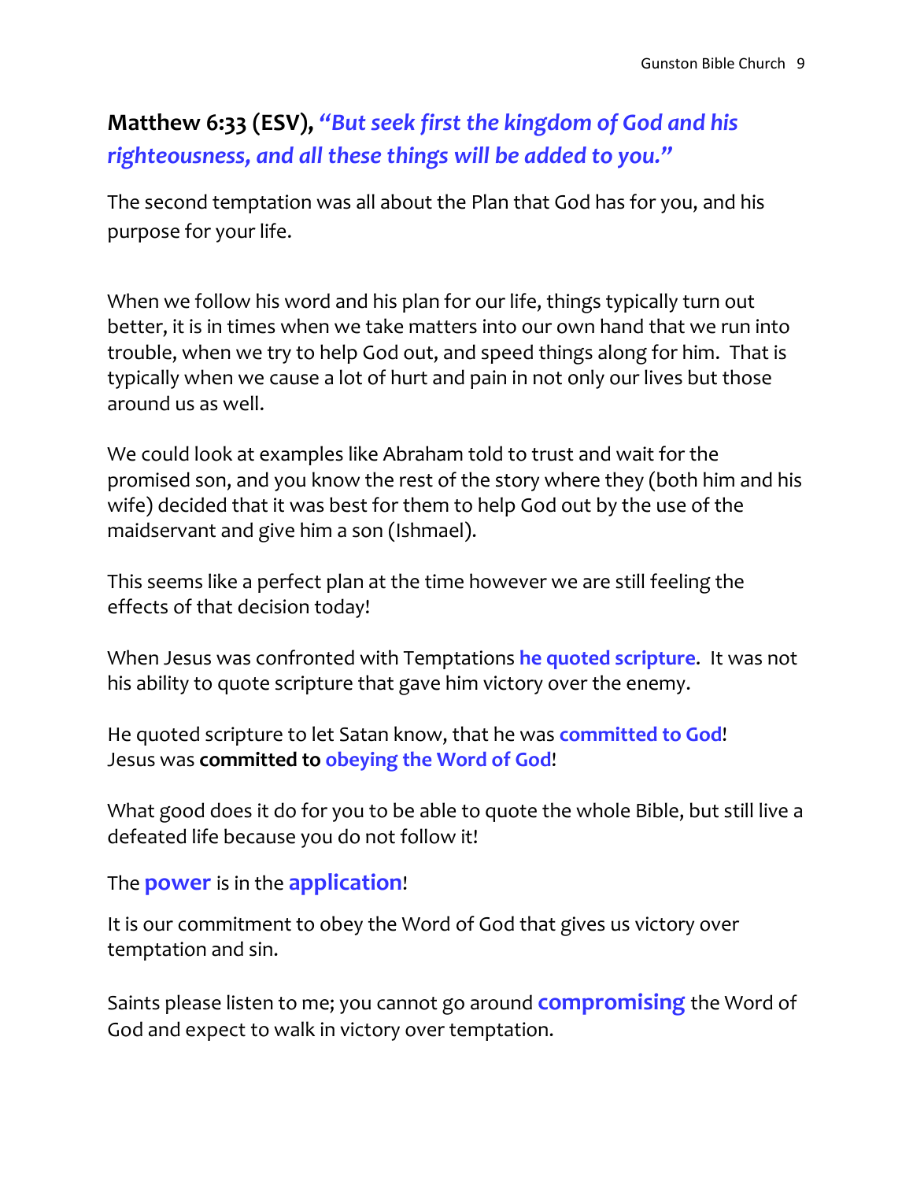**Matthew 6:33 (ESV),** ***"But seek first the kingdom of God and his righteousness, and all these things will be added to you."***

The second temptation was all about the Plan that God has for you, and his purpose for your life.

When we follow his word and his plan for our life, things typically turn out better, it is in times when we take matters into our own hand that we run into trouble, when we try to help God out, and speed things along for him. That is typically when we cause a lot of hurt and pain in not only our lives but those around us as well.

We could look at examples like Abraham told to trust and wait for the promised son, and you know the rest of the story where they (both him and his wife) decided that it was best for them to help God out by the use of the maidservant and give him a son (Ishmael).

This seems like a perfect plan at the time however we are still feeling the effects of that decision today!

When Jesus was confronted with Temptations **he quoted scripture**. It was not his ability to quote scripture that gave him victory over the enemy.

He quoted scripture to let Satan know, that he was **committed to God**!
Jesus was **committed to** **obeying the Word of God**!

What good does it do for you to be able to quote the whole Bible, but still live a defeated life because you do not follow it!

The **power** is in the **application**!

It is our commitment to obey the Word of God that gives us victory over temptation and sin.

Saints please listen to me; you cannot go around **compromising** the Word of God and expect to walk in victory over temptation.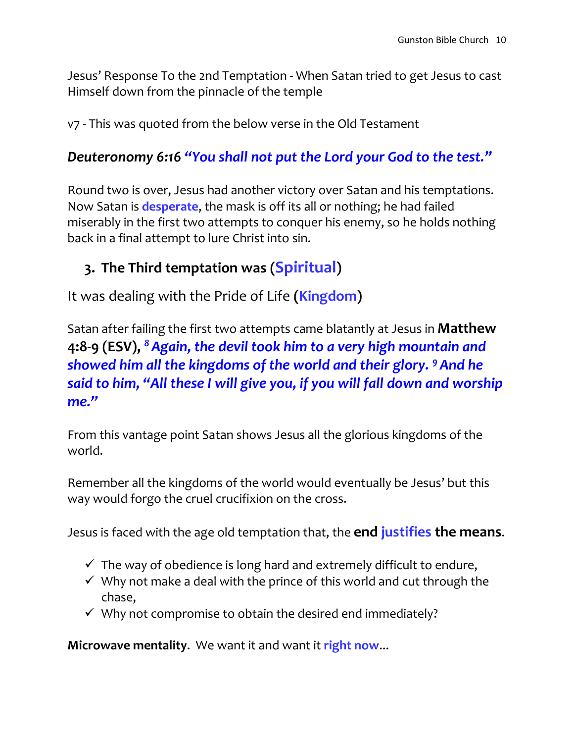Jesus' Response To the 2nd Temptation - When Satan tried to get Jesus to cast Himself down from the pinnacle of the temple

v7 - This was quoted from the below verse in the Old Testament

***Deuteronomy 6:16 "You shall not put the Lord your God to the test."***

Round two is over, Jesus had another victory over Satan and his temptations. Now Satan is **desperate**, the mask is off its all or nothing; he had failed miserably in the first two attempts to conquer his enemy, so he holds nothing back in a final attempt to lure Christ into sin.

## 3. The Third temptation was (Spiritual)

It was dealing with the Pride of Life (**Kingdom**)

Satan after failing the first two attempts came blatantly at Jesus in **Matthew 4:8-9 (ESV),** ***[8] Again, the devil took him to a very high mountain and showed him all the kingdoms of the world and their glory. [9] And he said to him, "All these I will give you, if you will fall down and worship me."***

From this vantage point Satan shows Jesus all the glorious kingdoms of the world.

Remember all the kingdoms of the world would eventually be Jesus' but this way would forgo the cruel crucifixion on the cross.

Jesus is faced with the age old temptation that, the **end justifies the means**.

- ✓ The way of obedience is long hard and extremely difficult to endure,
- ✓ Why not make a deal with the prince of this world and cut through the chase,
- ✓ Why not compromise to obtain the desired end immediately?

**Microwave mentality**. We want it and want it **right now**...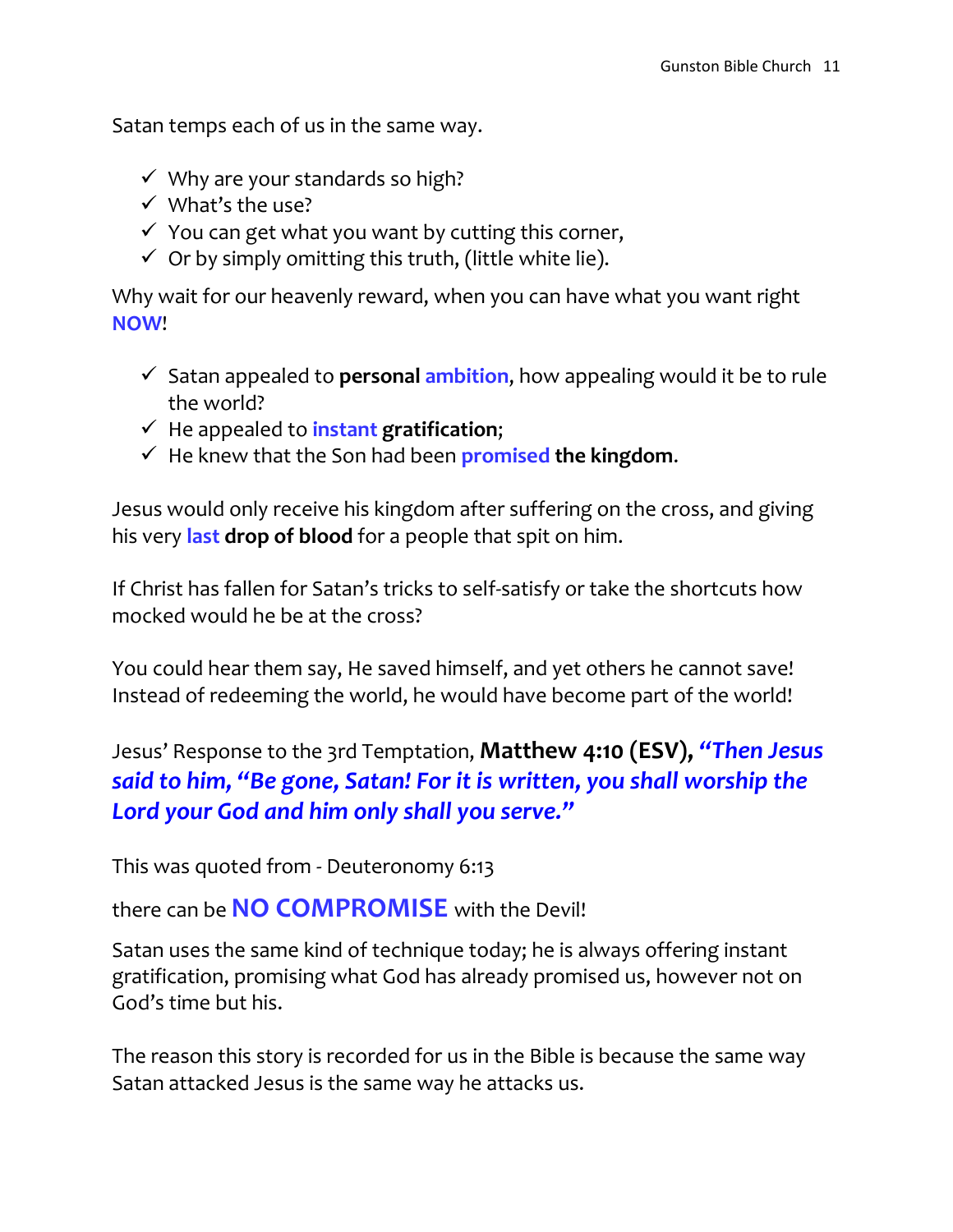Satan temps each of us in the same way.

- ✓ Why are your standards so high?
- ✓ What's the use?
- ✓ You can get what you want by cutting this corner,
- ✓ Or by simply omitting this truth, (little white lie).

Why wait for our heavenly reward, when you can have what you want right **NOW**!

- ✓ Satan appealed to **personal ambition**, how appealing would it be to rule the world?
- ✓ He appealed to **instant gratification**;
- ✓ He knew that the Son had been **promised the kingdom**.

Jesus would only receive his kingdom after suffering on the cross, and giving his very **last drop of blood** for a people that spit on him.

If Christ has fallen for Satan's tricks to self-satisfy or take the shortcuts how mocked would he be at the cross?

You could hear them say, He saved himself, and yet others he cannot save! Instead of redeeming the world, he would have become part of the world!

Jesus' Response to the 3rd Temptation, **Matthew 4:10 (ESV),** ***"Then Jesus said to him, "Be gone, Satan! For it is written, you shall worship the Lord your God and him only shall you serve."***

This was quoted from - Deuteronomy 6:13

there can be **NO COMPROMISE** with the Devil!

Satan uses the same kind of technique today; he is always offering instant gratification, promising what God has already promised us, however not on God's time but his.

The reason this story is recorded for us in the Bible is because the same way Satan attacked Jesus is the same way he attacks us.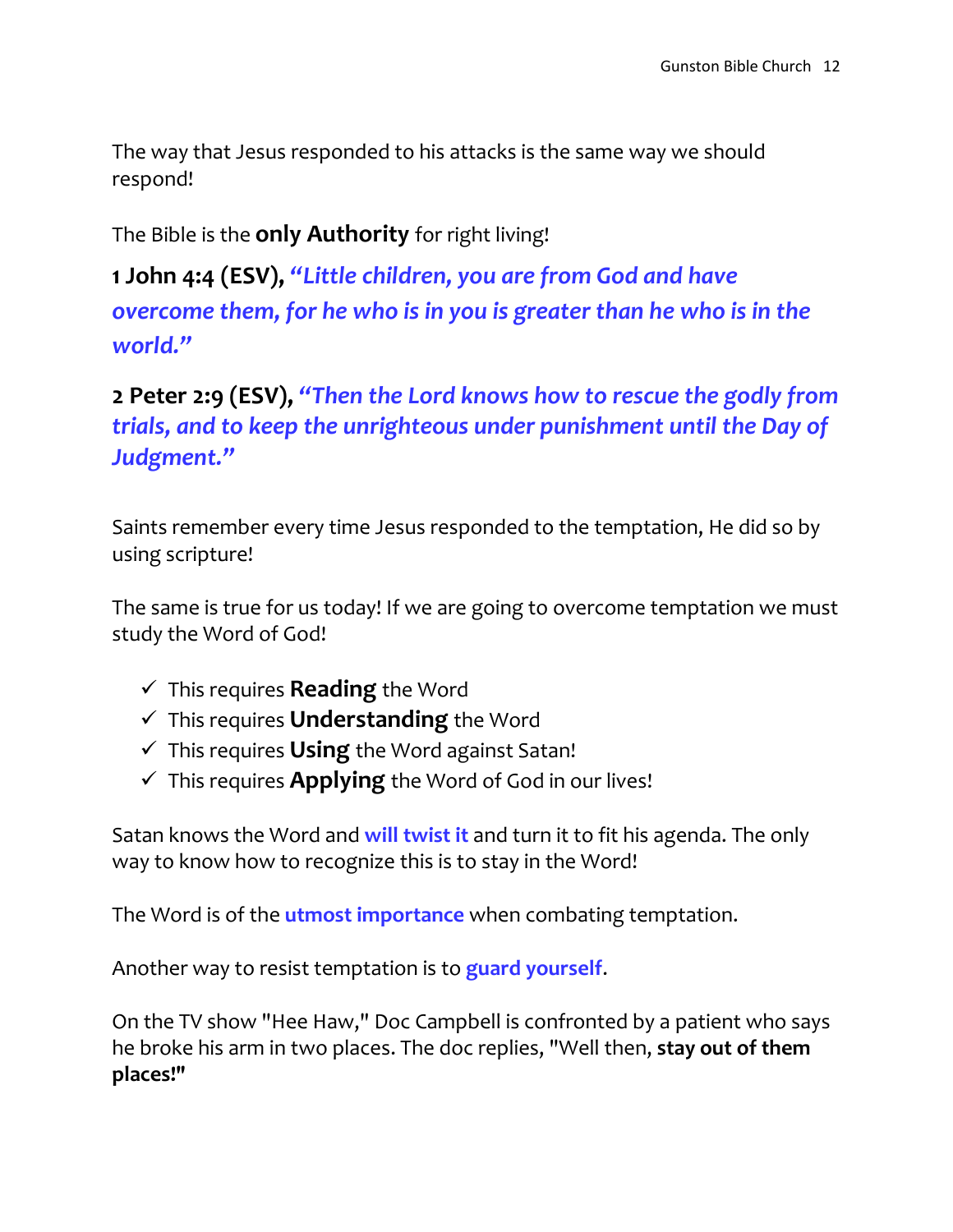The way that Jesus responded to his attacks is the same way we should respond!

The Bible is the **only Authority** for right living!

**1 John 4:4 (ESV),** ***"Little children, you are from God and have overcome them, for he who is in you is greater than he who is in the world."***

**2 Peter 2:9 (ESV),** ***"Then the Lord knows how to rescue the godly from trials, and to keep the unrighteous under punishment until the Day of Judgment."***

Saints remember every time Jesus responded to the temptation, He did so by using scripture!

The same is true for us today! If we are going to overcome temptation we must study the Word of God!

- ✓ This requires **Reading** the Word
- ✓ This requires **Understanding** the Word
- ✓ This requires **Using** the Word against Satan!
- ✓ This requires **Applying** the Word of God in our lives!

Satan knows the Word and **will twist it** and turn it to fit his agenda. The only way to know how to recognize this is to stay in the Word!

The Word is of the **utmost importance** when combating temptation.

Another way to resist temptation is to **guard yourself**.

On the TV show "Hee Haw," Doc Campbell is confronted by a patient who says he broke his arm in two places. The doc replies, "Well then, **stay out of them places!"**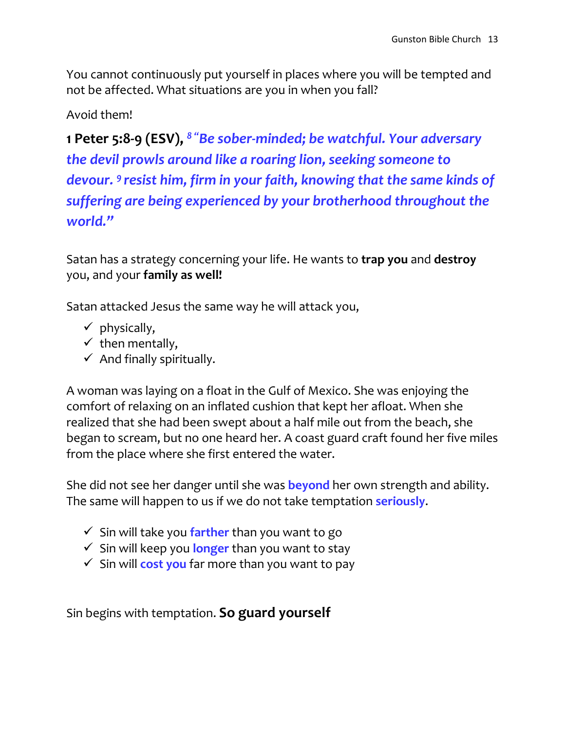You cannot continuously put yourself in places where you will be tempted and not be affected. What situations are you in when you fall?

Avoid them!

**1 Peter 5:8-9 (ESV),** ***[8] "Be sober-minded; be watchful. Your adversary the devil prowls around like a roaring lion, seeking someone to devour. [9] resist him, firm in your faith, knowing that the same kinds of suffering are being experienced by your brotherhood throughout the world."***

Satan has a strategy concerning your life. He wants to **trap you** and **destroy** you, and your **family as well!**

Satan attacked Jesus the same way he will attack you,

- ✓ physically,
- ✓ then mentally,
- ✓ And finally spiritually.

A woman was laying on a float in the Gulf of Mexico. She was enjoying the comfort of relaxing on an inflated cushion that kept her afloat. When she realized that she had been swept about a half mile out from the beach, she began to scream, but no one heard her. A coast guard craft found her five miles from the place where she first entered the water.

She did not see her danger until she was **beyond** her own strength and ability. The same will happen to us if we do not take temptation **seriously**.

- ✓ Sin will take you **farther** than you want to go
- ✓ Sin will keep you **longer** than you want to stay
- ✓ Sin will **cost you** far more than you want to pay

Sin begins with temptation. **So guard yourself**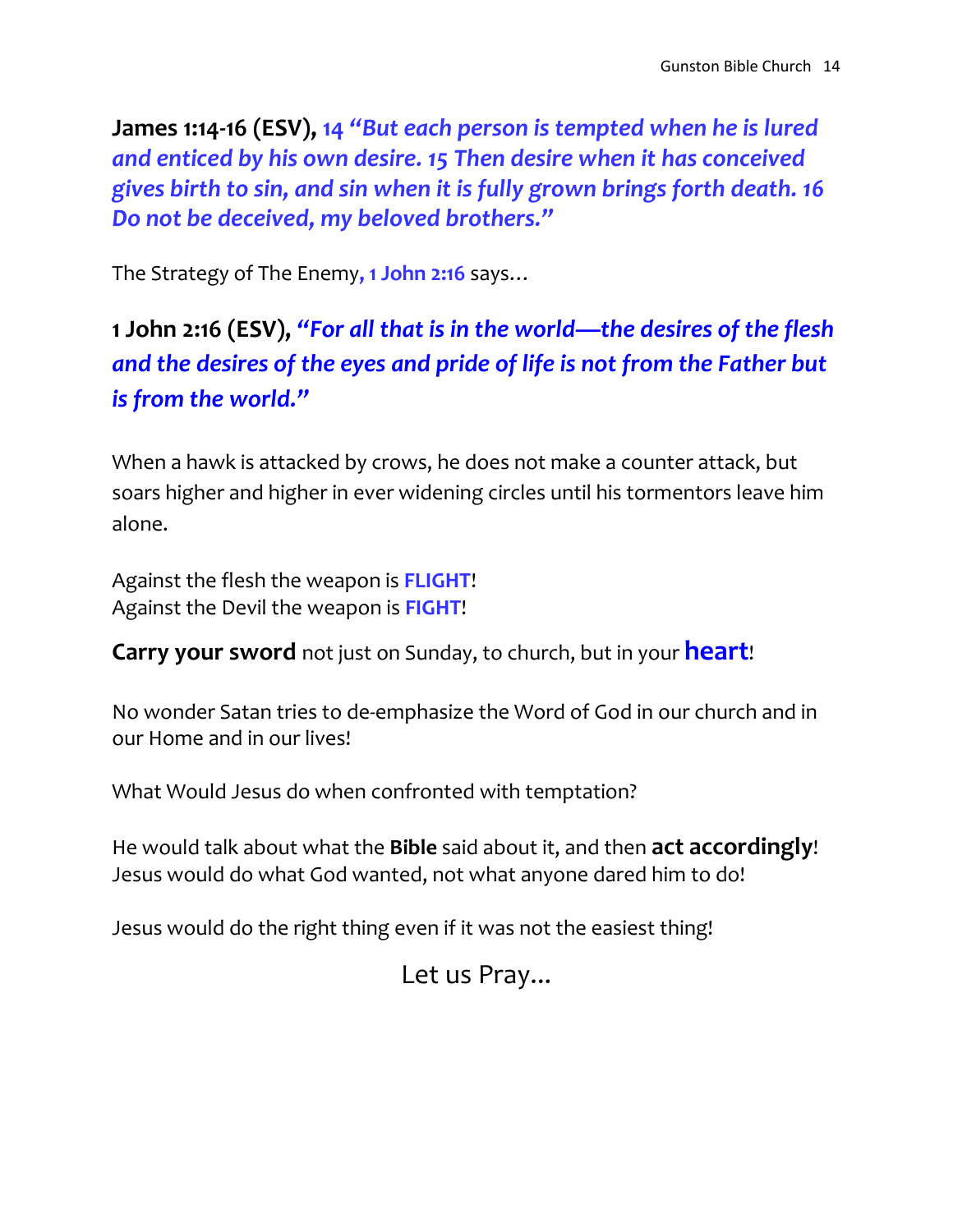**James 1:14-16 (ESV),** ***14 "But each person is tempted when he is lured and enticed by his own desire. 15 Then desire when it has conceived gives birth to sin, and sin when it is fully grown brings forth death. 16 Do not be deceived, my beloved brothers."***

The Strategy of The Enemy**, 1 John 2:16** says…

**1 John 2:16 (ESV),** ***"For all that is in the world—the desires of the flesh and the desires of the eyes and pride of life is not from the Father but is from the world."***

When a hawk is attacked by crows, he does not make a counter attack, but soars higher and higher in ever widening circles until his tormentors leave him alone.

Against the flesh the weapon is **FLIGHT**!
Against the Devil the weapon is **FIGHT**!

**Carry your sword** not just on Sunday, to church, but in your **heart**!

No wonder Satan tries to de-emphasize the Word of God in our church and in our Home and in our lives!

What Would Jesus do when confronted with temptation?

He would talk about what the **Bible** said about it, and then **act accordingly**!
Jesus would do what God wanted, not what anyone dared him to do!

Jesus would do the right thing even if it was not the easiest thing!

Let us Pray…